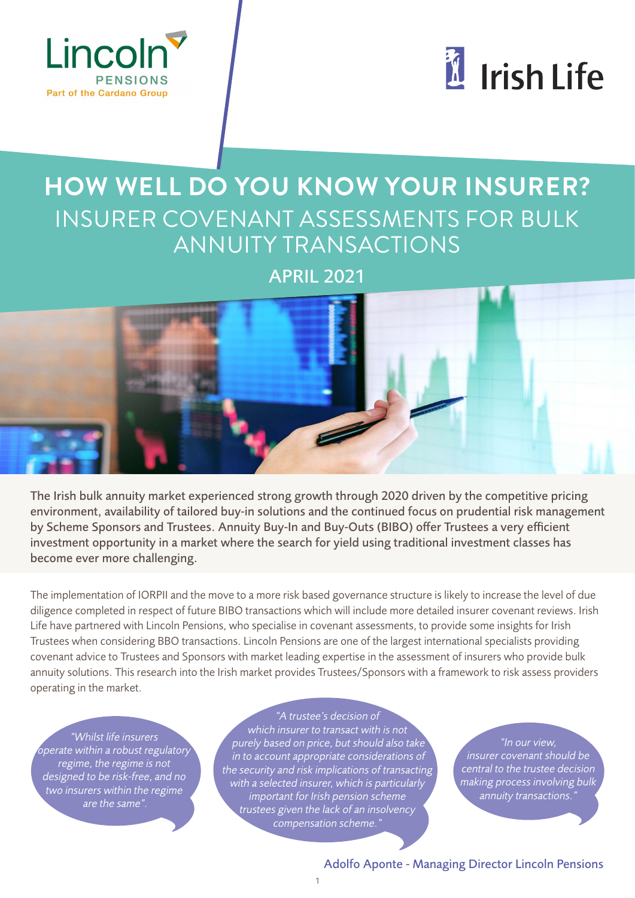Lincoln PENSIONS Part of the Cardano Group

Irish Life

# HOW WELL DO YOU KNOW YOUR INSURER?

## INSURER COVENANT ASSESSMENTS FOR BULK ANNUITY TRANSACTIONS

### APRIL 2021

The Irish bulk annuity market experienced strong growth through 2020 driven by the competitive pricing environment, availability of tailored buy-in solutions and the continued focus on prudential risk management by Scheme Sponsors and Trustees. Annuity Buy-In and Buy-Outs (BIBO) offer Trustees a very efficient investment opportunity in a market where the search for yield using traditional investment classes has become ever more challenging.

The implementation of IORPII and the move to a more risk based governance structure is likely to increase the level of due diligence completed in respect of future BIBO transactions which will include more detailed insurer covenant reviews. Irish Life have partnered with Lincoln Pensions, who specialise in covenant assessments, to provide some insights for Irish Trustees when considering BBO transactions. Lincoln Pensions are one of the largest international specialists providing covenant advice to Trustees and Sponsors with market leading expertise in the assessment of insurers who provide bulk annuity solutions. This research into the Irish market provides Trustees/Sponsors with a framework to risk assess providers operating in the market.

*"Whilst life insurers operate within a robust regulatory regime, the regime is not designed to be risk-free, and no two insurers within the regime are the same".*

*"A trustee's decision of which insurer to transact with is not purely based on price, but should also take in to account appropriate considerations of the security and risk implications of transacting with a selected insurer, which is particularly important for Irish pension scheme trustees given the lack of an insolvency compensation scheme."*

*"In our view, insurer covenant should be central to the trustee decision making process involving bulk annuity transactions."*

Adolfo Aponte - Managing Director Lincoln Pensions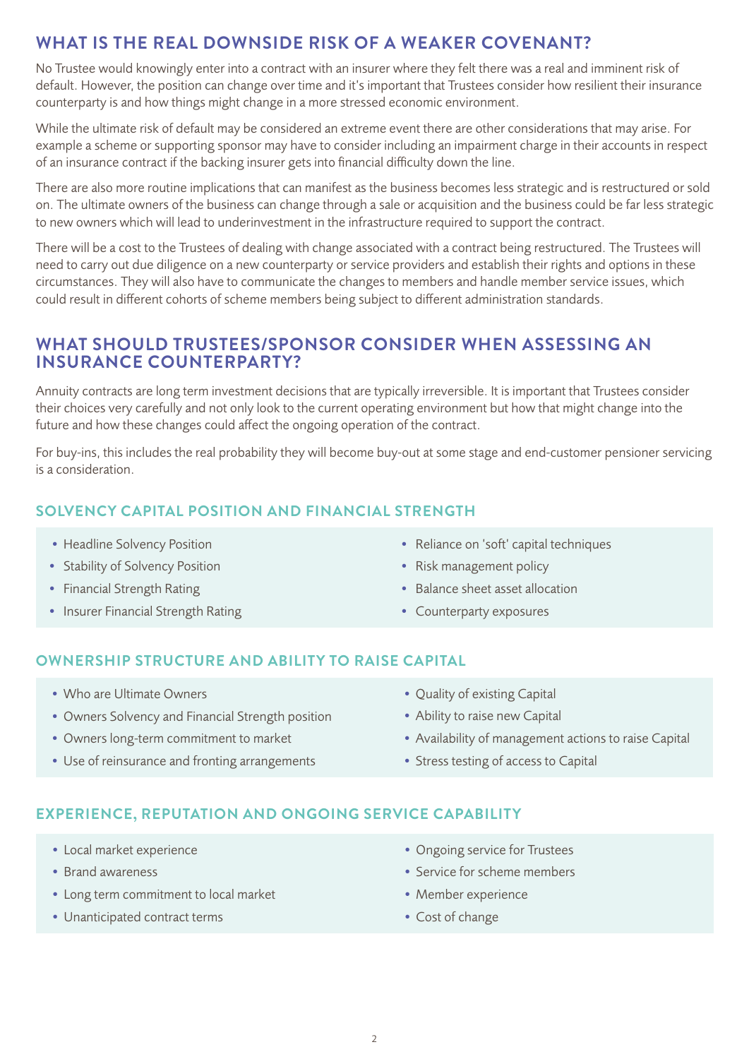## WHAT IS THE REAL DOWNSIDE RISK OF A WEAKER COVENANT?

No Trustee would knowingly enter into a contract with an insurer where they felt there was a real and imminent risk of default. However, the position can change over time and it's important that Trustees consider how resilient their insurance counterparty is and how things might change in a more stressed economic environment.

While the ultimate risk of default may be considered an extreme event there are other considerations that may arise. For example a scheme or supporting sponsor may have to consider including an impairment charge in their accounts in respect of an insurance contract if the backing insurer gets into financial difficulty down the line.

There are also more routine implications that can manifest as the business becomes less strategic and is restructured or sold on. The ultimate owners of the business can change through a sale or acquisition and the business could be far less strategic to new owners which will lead to underinvestment in the infrastructure required to support the contract.

There will be a cost to the Trustees of dealing with change associated with a contract being restructured. The Trustees will need to carry out due diligence on a new counterparty or service providers and establish their rights and options in these circumstances. They will also have to communicate the changes to members and handle member service issues, which could result in different cohorts of scheme members being subject to different administration standards.

## WHAT SHOULD TRUSTEES/SPONSOR CONSIDER WHEN ASSESSING AN INSURANCE COUNTERPARTY?

Annuity contracts are long term investment decisions that are typically irreversible. It is important that Trustees consider their choices very carefully and not only look to the current operating environment but how that might change into the future and how these changes could affect the ongoing operation of the contract.

For buy-ins, this includes the real probability they will become buy-out at some stage and end-customer pensioner servicing is a consideration.

### SOLVENCY CAPITAL POSITION AND FINANCIAL STRENGTH

- Headline Solvency Position
- Stability of Solvency Position
- Financial Strength Rating
- Insurer Financial Strength Rating
- Reliance on 'soft' capital techniques
- Risk management policy
- Balance sheet asset allocation
- Counterparty exposures

### OWNERSHIP STRUCTURE AND ABILITY TO RAISE CAPITAL

- Who are Ultimate Owners
- Owners Solvency and Financial Strength position
- Owners long-term commitment to market
- Use of reinsurance and fronting arrangements
- Quality of existing Capital
- Ability to raise new Capital
- Availability of management actions to raise Capital
- Stress testing of access to Capital

### EXPERIENCE, REPUTATION AND ONGOING SERVICE CAPABILITY

- Local market experience
- Brand awareness
- Long term commitment to local market
- Unanticipated contract terms
- Ongoing service for Trustees
- Service for scheme members
- Member experience
- Cost of change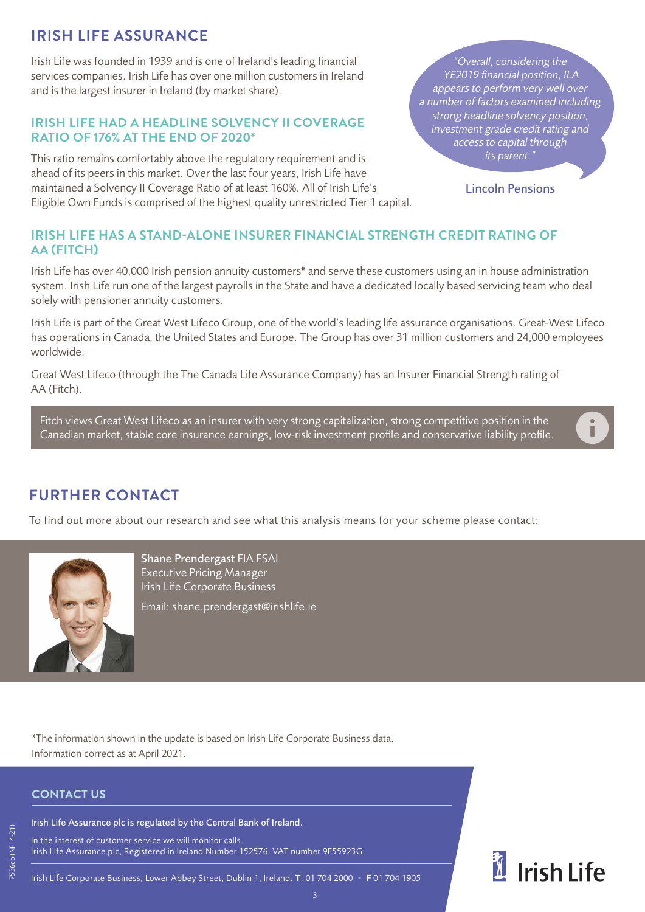## IRISH LIFE ASSURANCE

Irish Life was founded in 1939 and is one of Ireland's leading financial services companies. Irish Life has over one million customers in Ireland and is the largest insurer in Ireland (by market share).

### IRISH LIFE HAD A HEADLINE SOLVENCY II COVERAGE RATIO OF 176% AT THE END OF 2020*

This ratio remains comfortably above the regulatory requirement and is ahead of its peers in this market. Over the last four years, Irish Life have maintained a Solvency II Coverage Ratio of at least 160%. All of Irish Life's Eligible Own Funds is comprised of the highest quality unrestricted Tier 1 capital.

*"Overall, considering the YE2019 financial position, ILA appears to perform very well over a number of factors examined including strong headline solvency position, investment grade credit rating and access to capital through its parent."*

Lincoln Pensions

### IRISH LIFE HAS A STAND-ALONE INSURER FINANCIAL STRENGTH CREDIT RATING OF AA (FITCH)

Irish Life has over 40,000 Irish pension annuity customers* and serve these customers using an in house administration system. Irish Life run one of the largest payrolls in the State and have a dedicated locally based servicing team who deal solely with pensioner annuity customers.

Irish Life is part of the Great West Lifeco Group, one of the world's leading life assurance organisations. Great-West Lifeco has operations in Canada, the United States and Europe. The Group has over 31 million customers and 24,000 employees worldwide.

Great West Lifeco (through the The Canada Life Assurance Company) has an Insurer Financial Strength rating of AA (Fitch).

Fitch views Great West Lifeco as an insurer with very strong capitalization, strong competitive position in the Canadian market, stable core insurance earnings, low-risk investment profile and conservative liability profile.

## FURTHER CONTACT

To find out more about our research and see what this analysis means for your scheme please contact:

**Shane Prendergast** FIA FSAI
Executive Pricing Manager
Irish Life Corporate Business

Email: shane.prendergast@irishlife.ie

*The information shown in the update is based on Irish Life Corporate Business data.
Information correct as at April 2021.

## CONTACT US

**Irish Life Assurance plc is regulated by the Central Bank of Ireland.**

In the interest of customer service we will monitor calls.
Irish Life Assurance plc, Registered in Ireland Number 152576, VAT number 9F55923G.

Irish Life Corporate Business, Lower Abbey Street, Dublin 1, Ireland. **T**: 01 704 2000 • **F** 01 704 1905

7536cb (NPI 4-21)

Irish Life